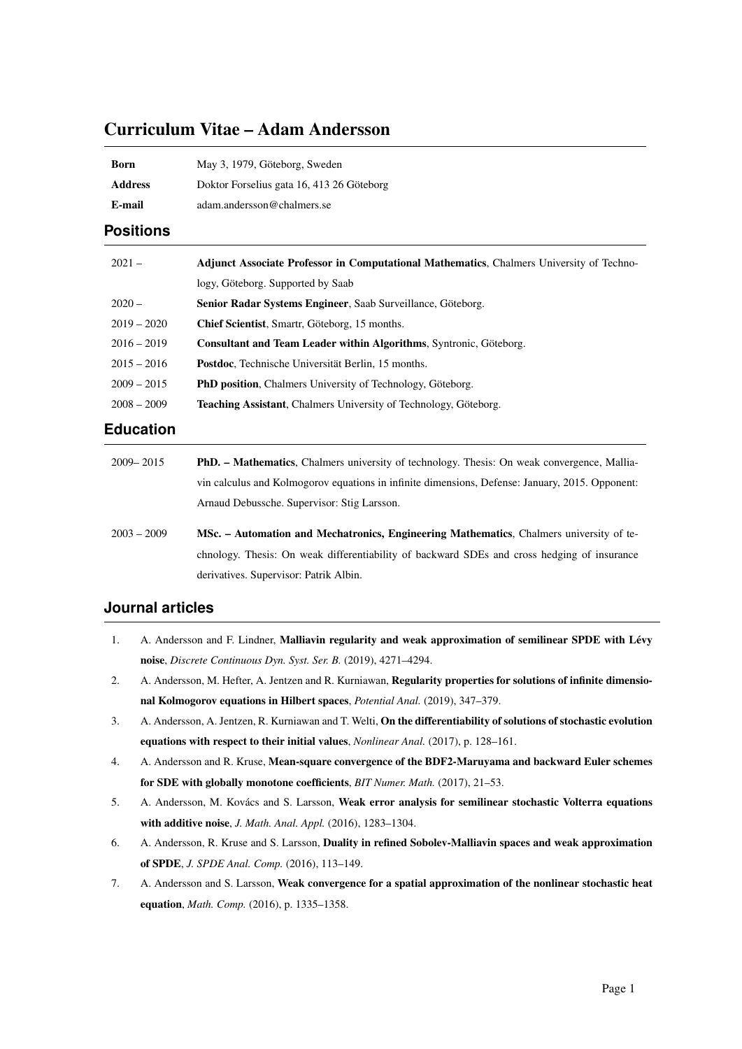# Curriculum Vitae – Adam Andersson

| | |
|---|---|
| **Born** | May 3, 1979, Göteborg, Sweden |
| **Address** | Doktor Forselius gata 16, 413 26 Göteborg |
| **E-mail** | adam.andersson@chalmers.se |

## Positions

| | |
|---|---|
| 2021 – | **Adjunct Associate Professor in Computational Mathematics**, Chalmers University of Technology, Göteborg. Supported by Saab |
| 2020 – | **Senior Radar Systems Engineer**, Saab Surveillance, Göteborg. |
| 2019 – 2020 | **Chief Scientist**, Smartr, Göteborg, 15 months. |
| 2016 – 2019 | **Consultant and Team Leader within Algorithms**, Syntronic, Göteborg. |
| 2015 – 2016 | **Postdoc**, Technische Universität Berlin, 15 months. |
| 2009 – 2015 | **PhD position**, Chalmers University of Technology, Göteborg. |
| 2008 – 2009 | **Teaching Assistant**, Chalmers University of Technology, Göteborg. |

## Education

| | |
|---|---|
| 2009– 2015 | **PhD. – Mathematics**, Chalmers university of technology. Thesis: On weak convergence, Malliavin calculus and Kolmogorov equations in infinite dimensions, Defense: January, 2015. Opponent: Arnaud Debussche. Supervisor: Stig Larsson. |
| 2003 – 2009 | **MSc. – Automation and Mechatronics, Engineering Mathematics**, Chalmers university of technology. Thesis: On weak differentiability of backward SDEs and cross hedging of insurance derivatives. Supervisor: Patrik Albin. |

## Journal articles

1. A. Andersson and F. Lindner, **Malliavin regularity and weak approximation of semilinear SPDE with Lévy noise**, *Discrete Continuous Dyn. Syst. Ser. B.* (2019), 4271–4294.
2. A. Andersson, M. Hefter, A. Jentzen and R. Kurniawan, **Regularity properties for solutions of infinite dimensional Kolmogorov equations in Hilbert spaces**, *Potential Anal.* (2019), 347–379.
3. A. Andersson, A. Jentzen, R. Kurniawan and T. Welti, **On the differentiability of solutions of stochastic evolution equations with respect to their initial values**, *Nonlinear Anal.* (2017), p. 128–161.
4. A. Andersson and R. Kruse, **Mean-square convergence of the BDF2-Maruyama and backward Euler schemes for SDE with globally monotone coefficients**, *BIT Numer. Math.* (2017), 21–53.
5. A. Andersson, M. Kovács and S. Larsson, **Weak error analysis for semilinear stochastic Volterra equations with additive noise**, *J. Math. Anal. Appl.* (2016), 1283–1304.
6. A. Andersson, R. Kruse and S. Larsson, **Duality in refined Sobolev-Malliavin spaces and weak approximation of SPDE**, *J. SPDE Anal. Comp.* (2016), 113–149.
7. A. Andersson and S. Larsson, **Weak convergence for a spatial approximation of the nonlinear stochastic heat equation**, *Math. Comp.* (2016), p. 1335–1358.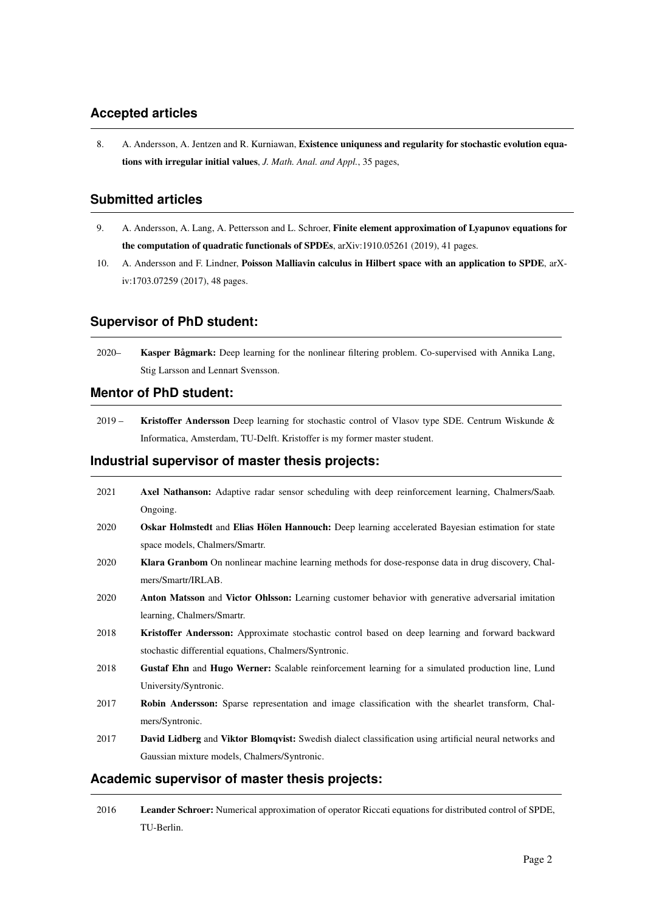## Accepted articles

8. A. Andersson, A. Jentzen and R. Kurniawan, **Existence uniquness and regularity for stochastic evolution equations with irregular initial values**, *J. Math. Anal. and Appl.*, 35 pages,

## Submitted articles

9. A. Andersson, A. Lang, A. Pettersson and L. Schroer, **Finite element approximation of Lyapunov equations for the computation of quadratic functionals of SPDEs**, arXiv:1910.05261 (2019), 41 pages.
10. A. Andersson and F. Lindner, **Poisson Malliavin calculus in Hilbert space with an application to SPDE**, arXiv:1703.07259 (2017), 48 pages.

## Supervisor of PhD student:

2020– **Kasper Bågmark:** Deep learning for the nonlinear filtering problem. Co-supervised with Annika Lang, Stig Larsson and Lennart Svensson.

## Mentor of PhD student:

2019 – **Kristoffer Andersson** Deep learning for stochastic control of Vlasov type SDE. Centrum Wiskunde & Informatica, Amsterdam, TU-Delft. Kristoffer is my former master student.

## Industrial supervisor of master thesis projects:

2021 **Axel Nathanson:** Adaptive radar sensor scheduling with deep reinforcement learning, Chalmers/Saab. Ongoing.

2020 **Oskar Holmstedt** and **Elias Hölen Hannouch:** Deep learning accelerated Bayesian estimation for state space models, Chalmers/Smartr.

2020 **Klara Granbom** On nonlinear machine learning methods for dose-response data in drug discovery, Chalmers/Smartr/IRLAB.

2020 **Anton Matsson** and **Victor Ohlsson:** Learning customer behavior with generative adversarial imitation learning, Chalmers/Smartr.

2018 **Kristoffer Andersson:** Approximate stochastic control based on deep learning and forward backward stochastic differential equations, Chalmers/Syntronic.

2018 **Gustaf Ehn** and **Hugo Werner:** Scalable reinforcement learning for a simulated production line, Lund University/Syntronic.

2017 **Robin Andersson:** Sparse representation and image classification with the shearlet transform, Chalmers/Syntronic.

2017 **David Lidberg** and **Viktor Blomqvist:** Swedish dialect classification using artificial neural networks and Gaussian mixture models, Chalmers/Syntronic.

## Academic supervisor of master thesis projects:

2016 **Leander Schroer:** Numerical approximation of operator Riccati equations for distributed control of SPDE, TU-Berlin.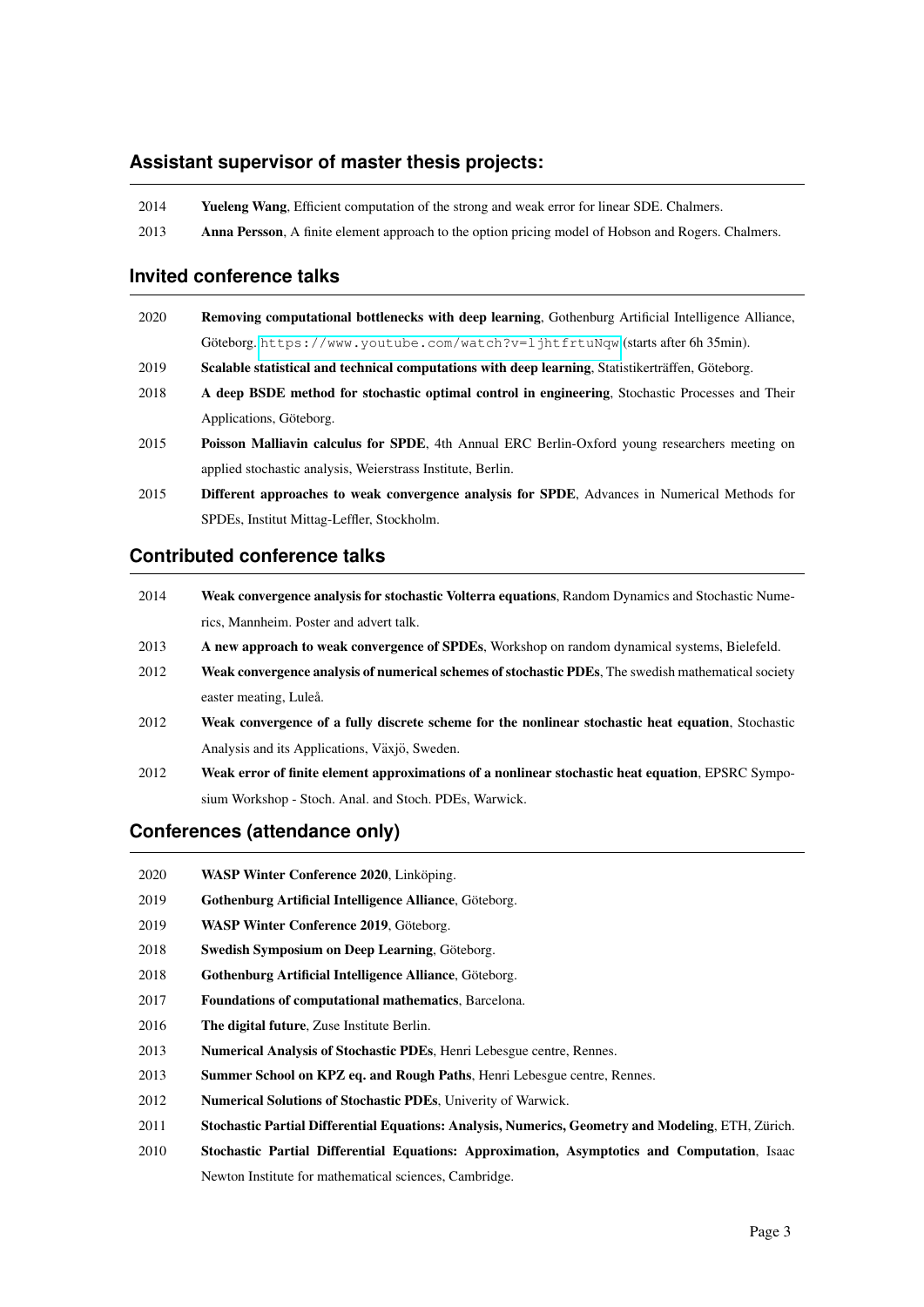## Assistant supervisor of master thesis projects:

2014 **Yueleng Wang**, Efficient computation of the strong and weak error for linear SDE. Chalmers.

2013 **Anna Persson**, A finite element approach to the option pricing model of Hobson and Rogers. Chalmers.

## Invited conference talks

2020 **Removing computational bottlenecks with deep learning**, Gothenburg Artificial Intelligence Alliance, Göteborg. https://www.youtube.com/watch?v=ljhtfrtuNqw (starts after 6h 35min).

2019 **Scalable statistical and technical computations with deep learning**, Statistikerträffen, Göteborg.

2018 **A deep BSDE method for stochastic optimal control in engineering**, Stochastic Processes and Their Applications, Göteborg.

2015 **Poisson Malliavin calculus for SPDE**, 4th Annual ERC Berlin-Oxford young researchers meeting on applied stochastic analysis, Weierstrass Institute, Berlin.

2015 **Different approaches to weak convergence analysis for SPDE**, Advances in Numerical Methods for SPDEs, Institut Mittag-Leffler, Stockholm.

## Contributed conference talks

2014 **Weak convergence analysis for stochastic Volterra equations**, Random Dynamics and Stochastic Numerics, Mannheim. Poster and advert talk.

2013 **A new approach to weak convergence of SPDEs**, Workshop on random dynamical systems, Bielefeld.

2012 **Weak convergence analysis of numerical schemes of stochastic PDEs**, The swedish mathematical society easter meating, Luleå.

2012 **Weak convergence of a fully discrete scheme for the nonlinear stochastic heat equation**, Stochastic Analysis and its Applications, Växjö, Sweden.

2012 **Weak error of finite element approximations of a nonlinear stochastic heat equation**, EPSRC Symposium Workshop - Stoch. Anal. and Stoch. PDEs, Warwick.

## Conferences (attendance only)

2020 **WASP Winter Conference 2020**, Linköping.

2019 **Gothenburg Artificial Intelligence Alliance**, Göteborg.

2019 **WASP Winter Conference 2019**, Göteborg.

2018 **Swedish Symposium on Deep Learning**, Göteborg.

2018 **Gothenburg Artificial Intelligence Alliance**, Göteborg.

2017 **Foundations of computational mathematics**, Barcelona.

2016 **The digital future**, Zuse Institute Berlin.

2013 **Numerical Analysis of Stochastic PDEs**, Henri Lebesgue centre, Rennes.

2013 **Summer School on KPZ eq. and Rough Paths**, Henri Lebesgue centre, Rennes.

2012 **Numerical Solutions of Stochastic PDEs**, Univerity of Warwick.

2011 **Stochastic Partial Differential Equations: Analysis, Numerics, Geometry and Modeling**, ETH, Zürich.

2010 **Stochastic Partial Differential Equations: Approximation, Asymptotics and Computation**, Isaac Newton Institute for mathematical sciences, Cambridge.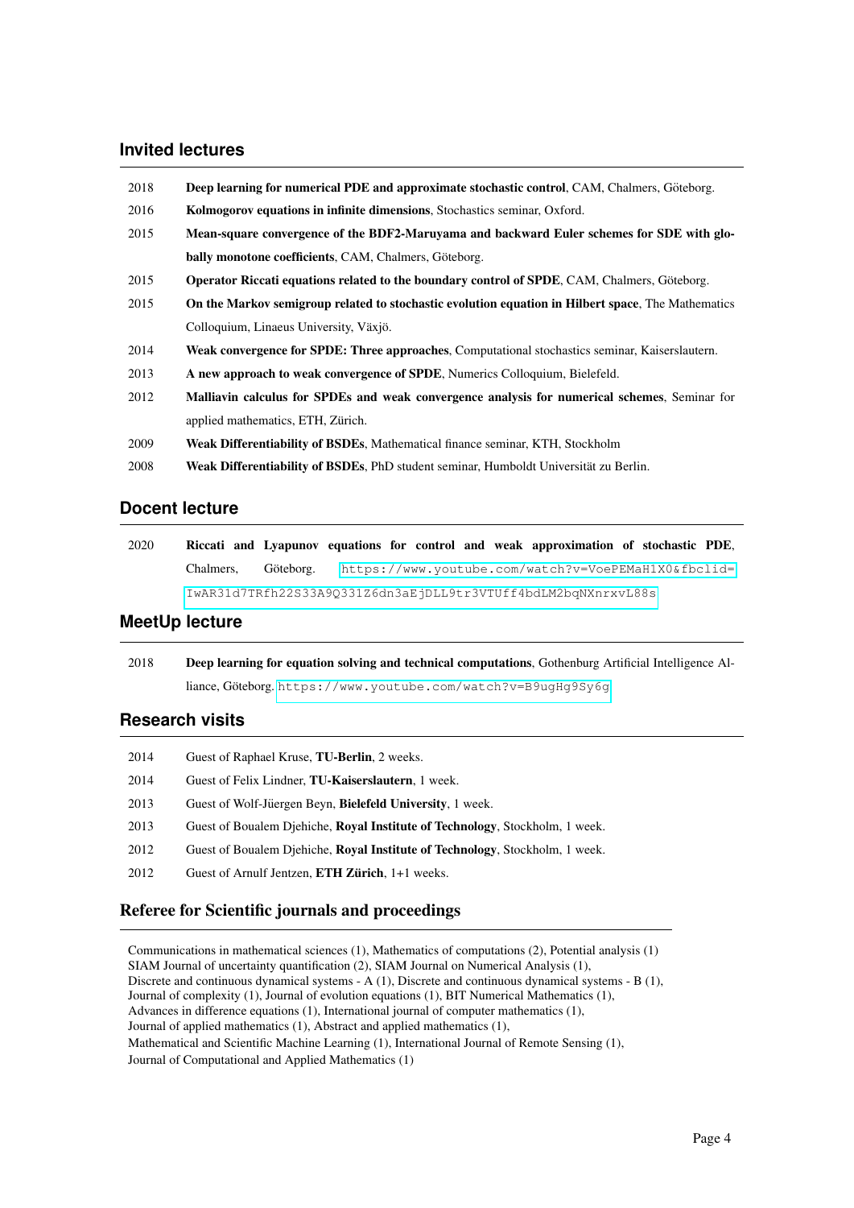## Invited lectures

| | |
|---|---|
| 2018 | **Deep learning for numerical PDE and approximate stochastic control**, CAM, Chalmers, Göteborg. |
| 2016 | **Kolmogorov equations in infinite dimensions**, Stochastics seminar, Oxford. |
| 2015 | **Mean-square convergence of the BDF2-Maruyama and backward Euler schemes for SDE with globally monotone coefficients**, CAM, Chalmers, Göteborg. |
| 2015 | **Operator Riccati equations related to the boundary control of SPDE**, CAM, Chalmers, Göteborg. |
| 2015 | **On the Markov semigroup related to stochastic evolution equation in Hilbert space**, The Mathematics Colloquium, Linaeus University, Växjö. |
| 2014 | **Weak convergence for SPDE: Three approaches**, Computational stochastics seminar, Kaiserslautern. |
| 2013 | **A new approach to weak convergence of SPDE**, Numerics Colloquium, Bielefeld. |
| 2012 | **Malliavin calculus for SPDEs and weak convergence analysis for numerical schemes**, Seminar for applied mathematics, ETH, Zürich. |
| 2009 | **Weak Differentiability of BSDEs**, Mathematical finance seminar, KTH, Stockholm |
| 2008 | **Weak Differentiability of BSDEs**, PhD student seminar, Humboldt Universität zu Berlin. |

## Docent lecture

| | |
|---|---|
| 2020 | **Riccati and Lyapunov equations for control and weak approximation of stochastic PDE**, Chalmers, Göteborg. https://www.youtube.com/watch?v=VoePEMaH1X0&fbclid=IwAR31d7TRfh22S33A9Q331Z6dn3aEjDLL9tr3VTUff4bdLM2bqNXnrxvL88s |

## MeetUp lecture

| | |
|---|---|
| 2018 | **Deep learning for equation solving and technical computations**, Gothenburg Artificial Intelligence Alliance, Göteborg. https://www.youtube.com/watch?v=B9ugHg9Sy6g |

## Research visits

| | |
|---|---|
| 2014 | Guest of Raphael Kruse, **TU-Berlin**, 2 weeks. |
| 2014 | Guest of Felix Lindner, **TU-Kaiserslautern**, 1 week. |
| 2013 | Guest of Wolf-Jüergen Beyn, **Bielefeld University**, 1 week. |
| 2013 | Guest of Boualem Djehiche, **Royal Institute of Technology**, Stockholm, 1 week. |
| 2012 | Guest of Boualem Djehiche, **Royal Institute of Technology**, Stockholm, 1 week. |
| 2012 | Guest of Arnulf Jentzen, **ETH Zürich**, 1+1 weeks. |

## Referee for Scientific journals and proceedings

Communications in mathematical sciences (1), Mathematics of computations (2), Potential analysis (1)
SIAM Journal of uncertainty quantification (2), SIAM Journal on Numerical Analysis (1),
Discrete and continuous dynamical systems - A (1), Discrete and continuous dynamical systems - B (1),
Journal of complexity (1), Journal of evolution equations (1), BIT Numerical Mathematics (1),
Advances in difference equations (1), International journal of computer mathematics (1),
Journal of applied mathematics (1), Abstract and applied mathematics (1),
Mathematical and Scientific Machine Learning (1), International Journal of Remote Sensing (1),
Journal of Computational and Applied Mathematics (1)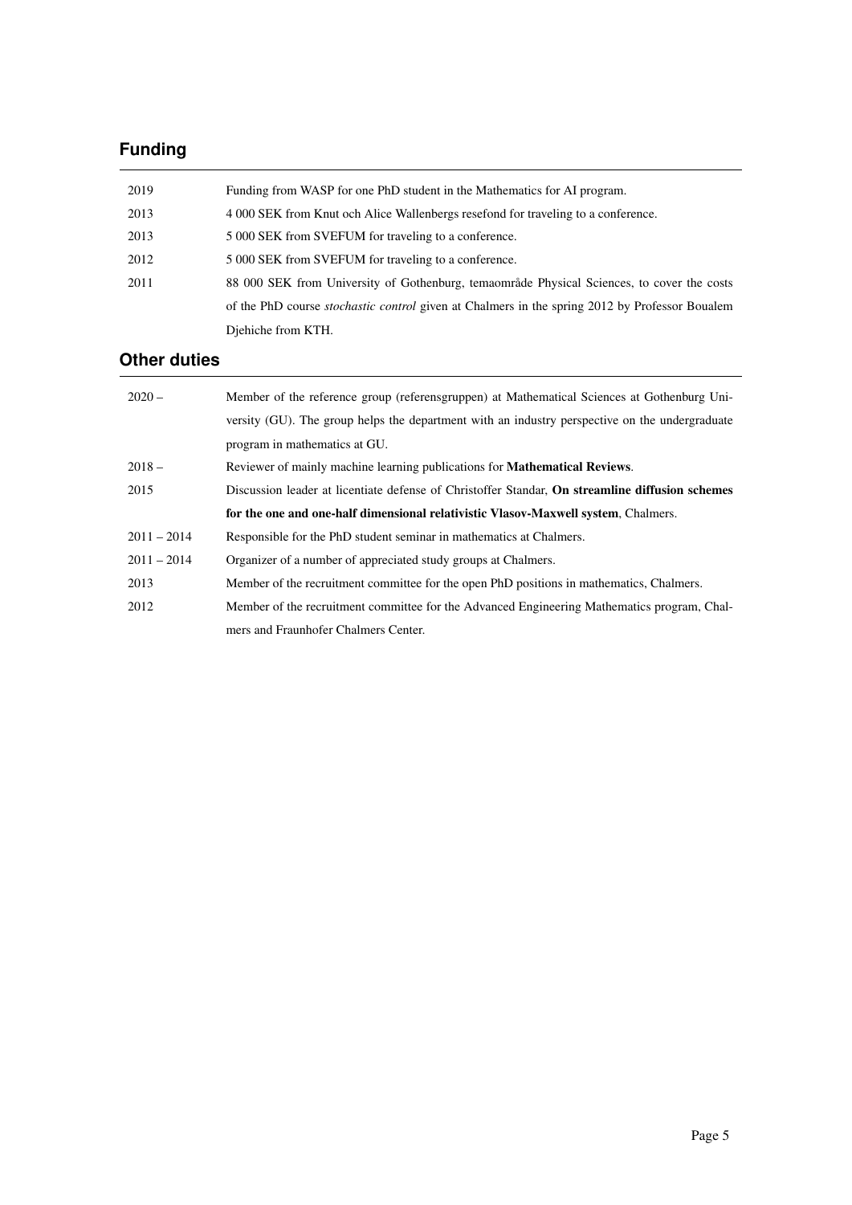## Funding

| | |
|---|---|
| 2019 | Funding from WASP for one PhD student in the Mathematics for AI program. |
| 2013 | 4 000 SEK from Knut och Alice Wallenbergs resefond for traveling to a conference. |
| 2013 | 5 000 SEK from SVEFUM for traveling to a conference. |
| 2012 | 5 000 SEK from SVEFUM for traveling to a conference. |
| 2011 | 88 000 SEK from University of Gothenburg, temaområde Physical Sciences, to cover the costs of the PhD course *stochastic control* given at Chalmers in the spring 2012 by Professor Boualem Djehiche from KTH. |

## Other duties

| | |
|---|---|
| 2020 – | Member of the reference group (referensgruppen) at Mathematical Sciences at Gothenburg University (GU). The group helps the department with an industry perspective on the undergraduate program in mathematics at GU. |
| 2018 – | Reviewer of mainly machine learning publications for **Mathematical Reviews**. |
| 2015 | Discussion leader at licentiate defense of Christoffer Standar, **On streamline diffusion schemes for the one and one-half dimensional relativistic Vlasov-Maxwell system**, Chalmers. |
| 2011 – 2014 | Responsible for the PhD student seminar in mathematics at Chalmers. |
| 2011 – 2014 | Organizer of a number of appreciated study groups at Chalmers. |
| 2013 | Member of the recruitment committee for the open PhD positions in mathematics, Chalmers. |
| 2012 | Member of the recruitment committee for the Advanced Engineering Mathematics program, Chalmers and Fraunhofer Chalmers Center. |